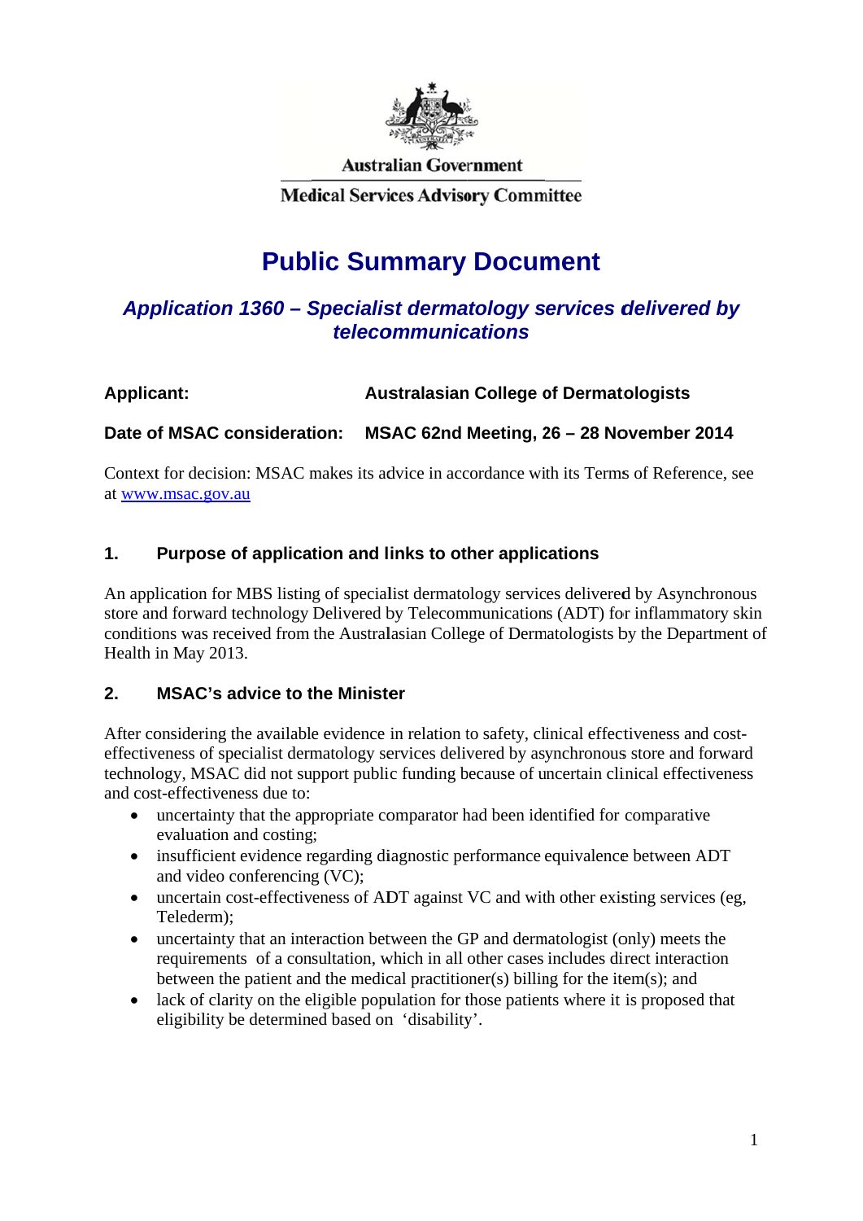Australian Government

Medical Services Advisory Committee

# Public Summary Document

## *Application 1360 – Specialist dermatology services delivered by telecommunications*

**Applicant:** **Australasian College of Dermatologists**

**Date of MSAC consideration:** **MSAC 62nd Meeting, 26 – 28 November 2014**

Context for decision: MSAC makes its advice in accordance with its Terms of Reference, see at [www.msac.gov.au](http://www.msac.gov.au)

## 1. Purpose of application and links to other applications

An application for MBS listing of specialist dermatology services delivered by Asynchronous store and forward technology Delivered by Telecommunications (ADT) for inflammatory skin conditions was received from the Australasian College of Dermatologists by the Department of Health in May 2013.

## 2. MSAC's advice to the Minister

After considering the available evidence in relation to safety, clinical effectiveness and cost-effectiveness of specialist dermatology services delivered by asynchronous store and forward technology, MSAC did not support public funding because of uncertain clinical effectiveness and cost-effectiveness due to:

- uncertainty that the appropriate comparator had been identified for comparative evaluation and costing;
- insufficient evidence regarding diagnostic performance equivalence between ADT and video conferencing (VC);
- uncertain cost-effectiveness of ADT against VC and with other existing services (eg, Telederm);
- uncertainty that an interaction between the GP and dermatologist (only) meets the requirements of a consultation, which in all other cases includes direct interaction between the patient and the medical practitioner(s) billing for the item(s); and
- lack of clarity on the eligible population for those patients where it is proposed that eligibility be determined based on 'disability'.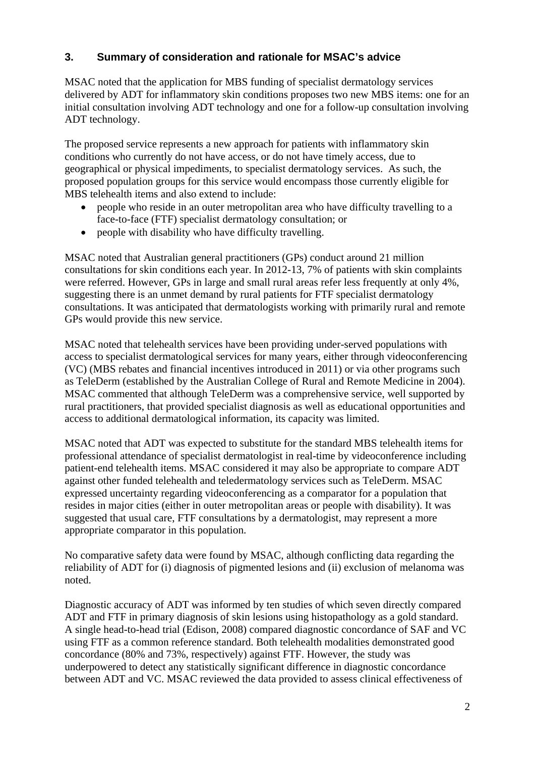## 3. Summary of consideration and rationale for MSAC's advice

MSAC noted that the application for MBS funding of specialist dermatology services delivered by ADT for inflammatory skin conditions proposes two new MBS items: one for an initial consultation involving ADT technology and one for a follow-up consultation involving ADT technology.

The proposed service represents a new approach for patients with inflammatory skin conditions who currently do not have access, or do not have timely access, due to geographical or physical impediments, to specialist dermatology services. As such, the proposed population groups for this service would encompass those currently eligible for MBS telehealth items and also extend to include:

- people who reside in an outer metropolitan area who have difficulty travelling to a face-to-face (FTF) specialist dermatology consultation; or
- people with disability who have difficulty travelling.

MSAC noted that Australian general practitioners (GPs) conduct around 21 million consultations for skin conditions each year. In 2012-13, 7% of patients with skin complaints were referred. However, GPs in large and small rural areas refer less frequently at only 4%, suggesting there is an unmet demand by rural patients for FTF specialist dermatology consultations. It was anticipated that dermatologists working with primarily rural and remote GPs would provide this new service.

MSAC noted that telehealth services have been providing under-served populations with access to specialist dermatological services for many years, either through videoconferencing (VC) (MBS rebates and financial incentives introduced in 2011) or via other programs such as TeleDerm (established by the Australian College of Rural and Remote Medicine in 2004). MSAC commented that although TeleDerm was a comprehensive service, well supported by rural practitioners, that provided specialist diagnosis as well as educational opportunities and access to additional dermatological information, its capacity was limited.

MSAC noted that ADT was expected to substitute for the standard MBS telehealth items for professional attendance of specialist dermatologist in real-time by videoconference including patient-end telehealth items. MSAC considered it may also be appropriate to compare ADT against other funded telehealth and teledermatology services such as TeleDerm. MSAC expressed uncertainty regarding videoconferencing as a comparator for a population that resides in major cities (either in outer metropolitan areas or people with disability). It was suggested that usual care, FTF consultations by a dermatologist, may represent a more appropriate comparator in this population.

No comparative safety data were found by MSAC, although conflicting data regarding the reliability of ADT for (i) diagnosis of pigmented lesions and (ii) exclusion of melanoma was noted.

Diagnostic accuracy of ADT was informed by ten studies of which seven directly compared ADT and FTF in primary diagnosis of skin lesions using histopathology as a gold standard. A single head-to-head trial (Edison, 2008) compared diagnostic concordance of SAF and VC using FTF as a common reference standard. Both telehealth modalities demonstrated good concordance (80% and 73%, respectively) against FTF. However, the study was underpowered to detect any statistically significant difference in diagnostic concordance between ADT and VC. MSAC reviewed the data provided to assess clinical effectiveness of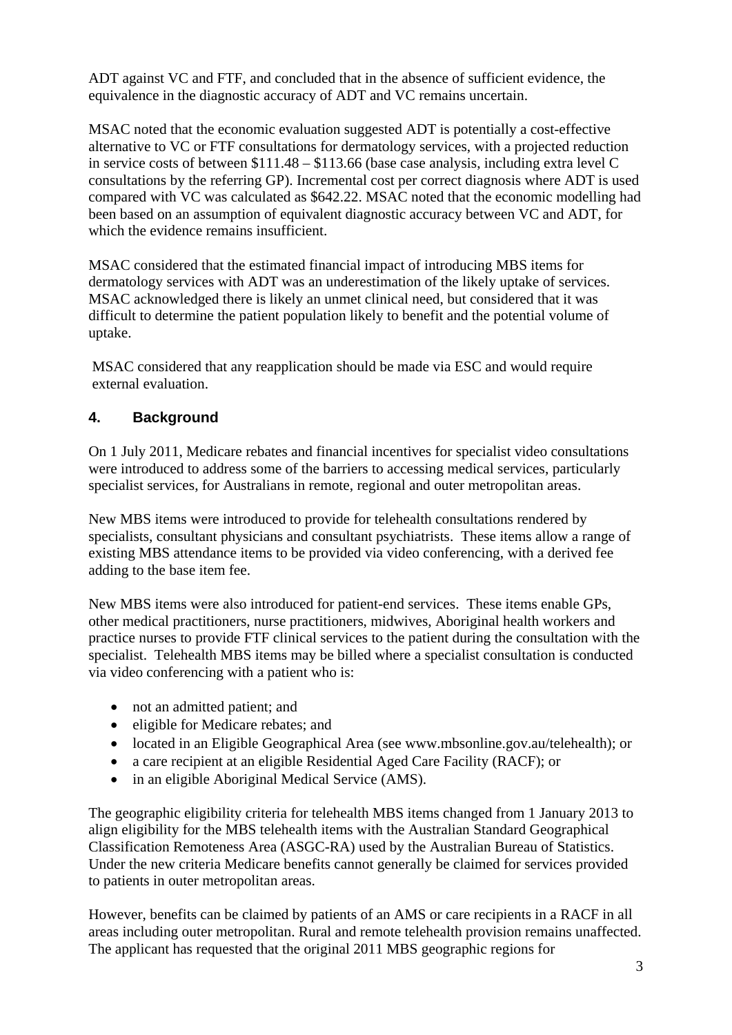ADT against VC and FTF, and concluded that in the absence of sufficient evidence, the equivalence in the diagnostic accuracy of ADT and VC remains uncertain.

MSAC noted that the economic evaluation suggested ADT is potentially a cost-effective alternative to VC or FTF consultations for dermatology services, with a projected reduction in service costs of between $111.48 – $113.66 (base case analysis, including extra level C consultations by the referring GP). Incremental cost per correct diagnosis where ADT is used compared with VC was calculated as $642.22. MSAC noted that the economic modelling had been based on an assumption of equivalent diagnostic accuracy between VC and ADT, for which the evidence remains insufficient.

MSAC considered that the estimated financial impact of introducing MBS items for dermatology services with ADT was an underestimation of the likely uptake of services. MSAC acknowledged there is likely an unmet clinical need, but considered that it was difficult to determine the patient population likely to benefit and the potential volume of uptake.

MSAC considered that any reapplication should be made via ESC and would require external evaluation.

## 4. Background

On 1 July 2011, Medicare rebates and financial incentives for specialist video consultations were introduced to address some of the barriers to accessing medical services, particularly specialist services, for Australians in remote, regional and outer metropolitan areas.

New MBS items were introduced to provide for telehealth consultations rendered by specialists, consultant physicians and consultant psychiatrists. These items allow a range of existing MBS attendance items to be provided via video conferencing, with a derived fee adding to the base item fee.

New MBS items were also introduced for patient-end services. These items enable GPs, other medical practitioners, nurse practitioners, midwives, Aboriginal health workers and practice nurses to provide FTF clinical services to the patient during the consultation with the specialist. Telehealth MBS items may be billed where a specialist consultation is conducted via video conferencing with a patient who is:

- not an admitted patient; and
- eligible for Medicare rebates; and
- located in an Eligible Geographical Area (see www.mbsonline.gov.au/telehealth); or
- a care recipient at an eligible Residential Aged Care Facility (RACF); or
- in an eligible Aboriginal Medical Service (AMS).

The geographic eligibility criteria for telehealth MBS items changed from 1 January 2013 to align eligibility for the MBS telehealth items with the Australian Standard Geographical Classification Remoteness Area (ASGC-RA) used by the Australian Bureau of Statistics. Under the new criteria Medicare benefits cannot generally be claimed for services provided to patients in outer metropolitan areas.

However, benefits can be claimed by patients of an AMS or care recipients in a RACF in all areas including outer metropolitan. Rural and remote telehealth provision remains unaffected. The applicant has requested that the original 2011 MBS geographic regions for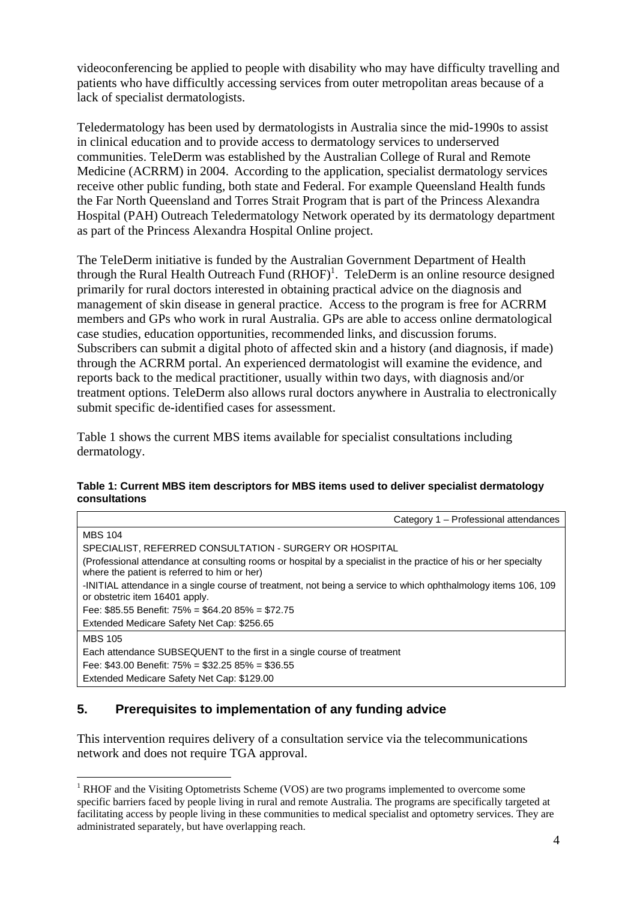videoconferencing be applied to people with disability who may have difficulty travelling and patients who have difficultly accessing services from outer metropolitan areas because of a lack of specialist dermatologists.

Teledermatology has been used by dermatologists in Australia since the mid-1990s to assist in clinical education and to provide access to dermatology services to underserved communities. TeleDerm was established by the Australian College of Rural and Remote Medicine (ACRRM) in 2004. According to the application, specialist dermatology services receive other public funding, both state and Federal. For example Queensland Health funds the Far North Queensland and Torres Strait Program that is part of the Princess Alexandra Hospital (PAH) Outreach Teledermatology Network operated by its dermatology department as part of the Princess Alexandra Hospital Online project.

The TeleDerm initiative is funded by the Australian Government Department of Health through the Rural Health Outreach Fund (RHOF)[1]. TeleDerm is an online resource designed primarily for rural doctors interested in obtaining practical advice on the diagnosis and management of skin disease in general practice. Access to the program is free for ACRRM members and GPs who work in rural Australia. GPs are able to access online dermatological case studies, education opportunities, recommended links, and discussion forums. Subscribers can submit a digital photo of affected skin and a history (and diagnosis, if made) through the ACRRM portal. An experienced dermatologist will examine the evidence, and reports back to the medical practitioner, usually within two days, with diagnosis and/or treatment options. TeleDerm also allows rural doctors anywhere in Australia to electronically submit specific de-identified cases for assessment.

Table 1 shows the current MBS items available for specialist consultations including dermatology.

**Table 1: Current MBS item descriptors for MBS items used to deliver specialist dermatology consultations**

| Category 1 – Professional attendances |
|---|
| MBS 104<br>SPECIALIST, REFERRED CONSULTATION - SURGERY OR HOSPITAL<br>(Professional attendance at consulting rooms or hospital by a specialist in the practice of his or her specialty where the patient is referred to him or her)<br>-INITIAL attendance in a single course of treatment, not being a service to which ophthalmology items 106, 109 or obstetric item 16401 apply.<br>Fee: $85.55 Benefit: 75% = $64.20 85% = $72.75<br>Extended Medicare Safety Net Cap: $256.65 |
| MBS 105<br>Each attendance SUBSEQUENT to the first in a single course of treatment<br>Fee: $43.00 Benefit: 75% = $32.25 85% = $36.55<br>Extended Medicare Safety Net Cap: $129.00 |

## 5. Prerequisites to implementation of any funding advice

This intervention requires delivery of a consultation service via the telecommunications network and does not require TGA approval.

[1] RHOF and the Visiting Optometrists Scheme (VOS) are two programs implemented to overcome some specific barriers faced by people living in rural and remote Australia. The programs are specifically targeted at facilitating access by people living in these communities to medical specialist and optometry services. They are administrated separately, but have overlapping reach.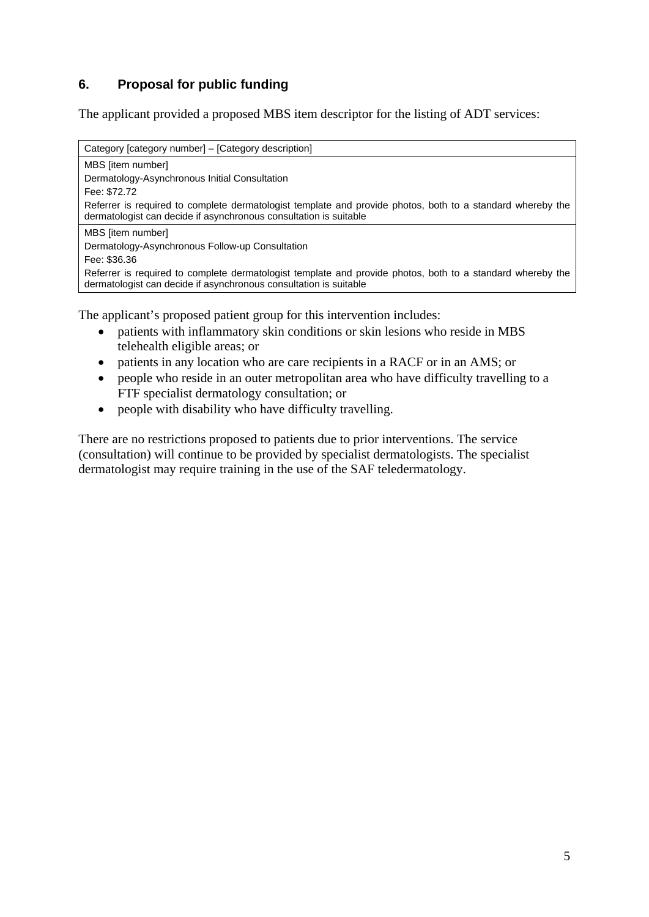## 6. Proposal for public funding

The applicant provided a proposed MBS item descriptor for the listing of ADT services:

| Category [category number] – [Category description] |
|---|
| MBS [item number]<br>Dermatology-Asynchronous Initial Consultation<br>Fee: $72.72<br>Referrer is required to complete dermatologist template and provide photos, both to a standard whereby the dermatologist can decide if asynchronous consultation is suitable |
| MBS [item number]<br>Dermatology-Asynchronous Follow-up Consultation<br>Fee: $36.36<br>Referrer is required to complete dermatologist template and provide photos, both to a standard whereby the dermatologist can decide if asynchronous consultation is suitable |

The applicant's proposed patient group for this intervention includes:

- patients with inflammatory skin conditions or skin lesions who reside in MBS telehealth eligible areas; or
- patients in any location who are care recipients in a RACF or in an AMS; or
- people who reside in an outer metropolitan area who have difficulty travelling to a FTF specialist dermatology consultation; or
- people with disability who have difficulty travelling.

There are no restrictions proposed to patients due to prior interventions. The service (consultation) will continue to be provided by specialist dermatologists. The specialist dermatologist may require training in the use of the SAF teledermatology.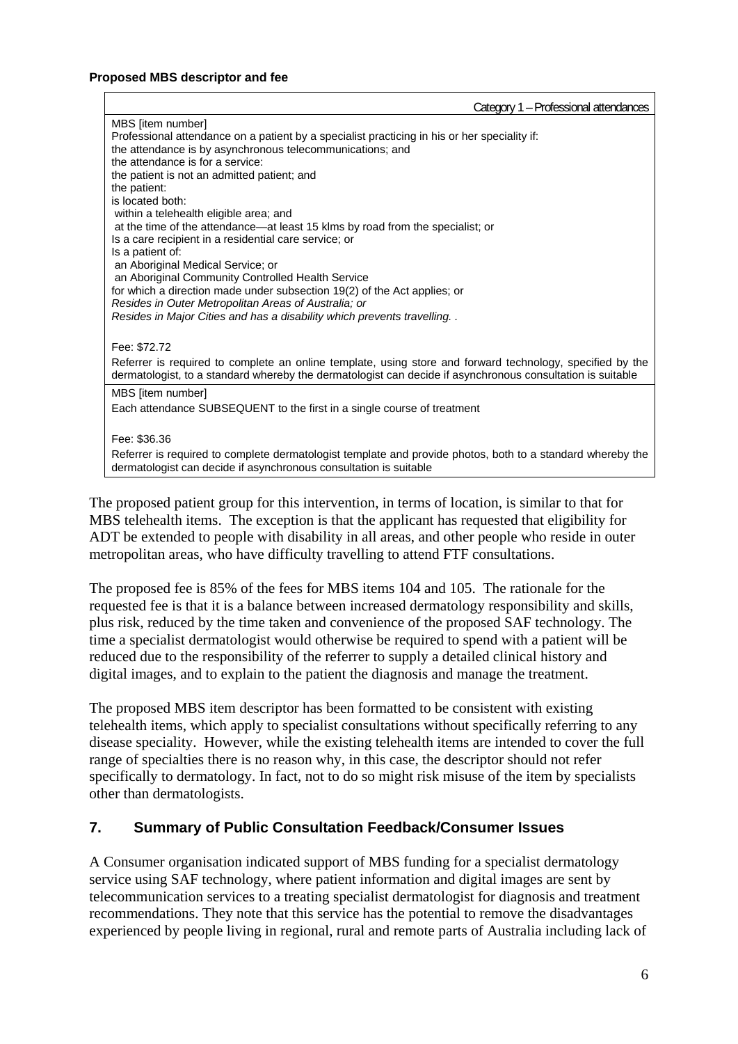**Proposed MBS descriptor and fee**

| Category 1 – Professional attendances |
|---|
| MBS [item number]<br>Professional attendance on a patient by a specialist practicing in his or her speciality if:<br>the attendance is by asynchronous telecommunications; and<br>the attendance is for a service:<br>the patient is not an admitted patient; and<br>the patient:<br>is located both:<br>within a telehealth eligible area; and<br>at the time of the attendance—at least 15 klms by road from the specialist; or<br>Is a care recipient in a residential care service; or<br>Is a patient of:<br>an Aboriginal Medical Service; or<br>an Aboriginal Community Controlled Health Service<br>for which a direction made under subsection 19(2) of the Act applies; or<br>*Resides in Outer Metropolitan Areas of Australia; or*<br>*Resides in Major Cities and has a disability which prevents travelling. .*<br><br>Fee: $72.72<br>Referrer is required to complete an online template, using store and forward technology, specified by the dermatologist, to a standard whereby the dermatologist can decide if asynchronous consultation is suitable |
| MBS [item number]<br>Each attendance SUBSEQUENT to the first in a single course of treatment<br><br>Fee: $36.36<br>Referrer is required to complete dermatologist template and provide photos, both to a standard whereby the dermatologist can decide if asynchronous consultation is suitable |

The proposed patient group for this intervention, in terms of location, is similar to that for MBS telehealth items. The exception is that the applicant has requested that eligibility for ADT be extended to people with disability in all areas, and other people who reside in outer metropolitan areas, who have difficulty travelling to attend FTF consultations.

The proposed fee is 85% of the fees for MBS items 104 and 105. The rationale for the requested fee is that it is a balance between increased dermatology responsibility and skills, plus risk, reduced by the time taken and convenience of the proposed SAF technology. The time a specialist dermatologist would otherwise be required to spend with a patient will be reduced due to the responsibility of the referrer to supply a detailed clinical history and digital images, and to explain to the patient the diagnosis and manage the treatment.

The proposed MBS item descriptor has been formatted to be consistent with existing telehealth items, which apply to specialist consultations without specifically referring to any disease speciality. However, while the existing telehealth items are intended to cover the full range of specialties there is no reason why, in this case, the descriptor should not refer specifically to dermatology. In fact, not to do so might risk misuse of the item by specialists other than dermatologists.

## 7. Summary of Public Consultation Feedback/Consumer Issues

A Consumer organisation indicated support of MBS funding for a specialist dermatology service using SAF technology, where patient information and digital images are sent by telecommunication services to a treating specialist dermatologist for diagnosis and treatment recommendations. They note that this service has the potential to remove the disadvantages experienced by people living in regional, rural and remote parts of Australia including lack of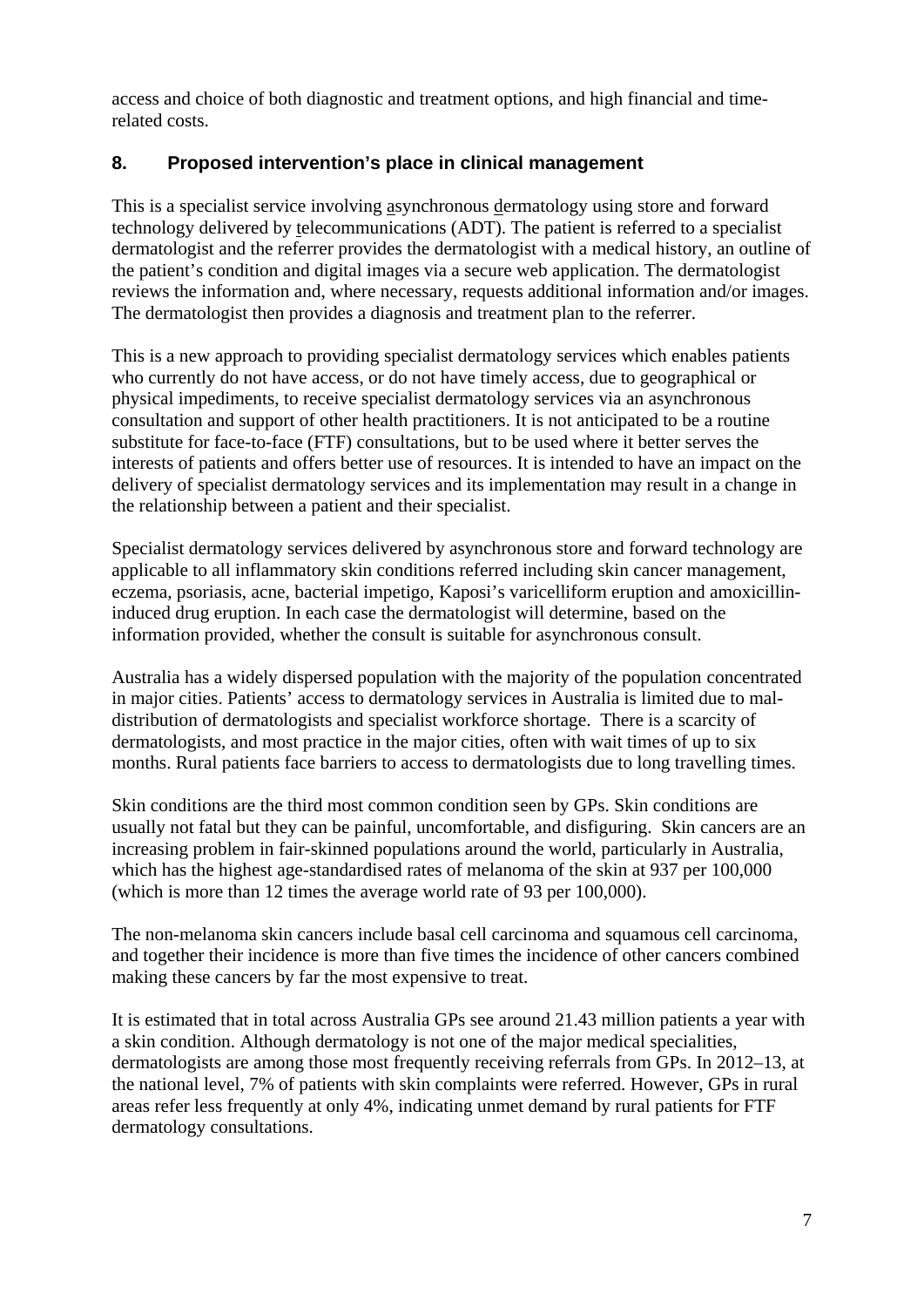access and choice of both diagnostic and treatment options, and high financial and time-related costs.

## 8. Proposed intervention's place in clinical management

This is a specialist service involving asynchronous dermatology using store and forward technology delivered by telecommunications (ADT). The patient is referred to a specialist dermatologist and the referrer provides the dermatologist with a medical history, an outline of the patient's condition and digital images via a secure web application. The dermatologist reviews the information and, where necessary, requests additional information and/or images. The dermatologist then provides a diagnosis and treatment plan to the referrer.

This is a new approach to providing specialist dermatology services which enables patients who currently do not have access, or do not have timely access, due to geographical or physical impediments, to receive specialist dermatology services via an asynchronous consultation and support of other health practitioners. It is not anticipated to be a routine substitute for face-to-face (FTF) consultations, but to be used where it better serves the interests of patients and offers better use of resources. It is intended to have an impact on the delivery of specialist dermatology services and its implementation may result in a change in the relationship between a patient and their specialist.

Specialist dermatology services delivered by asynchronous store and forward technology are applicable to all inflammatory skin conditions referred including skin cancer management, eczema, psoriasis, acne, bacterial impetigo, Kaposi's varicelliform eruption and amoxicillin-induced drug eruption. In each case the dermatologist will determine, based on the information provided, whether the consult is suitable for asynchronous consult.

Australia has a widely dispersed population with the majority of the population concentrated in major cities. Patients' access to dermatology services in Australia is limited due to mal-distribution of dermatologists and specialist workforce shortage. There is a scarcity of dermatologists, and most practice in the major cities, often with wait times of up to six months. Rural patients face barriers to access to dermatologists due to long travelling times.

Skin conditions are the third most common condition seen by GPs. Skin conditions are usually not fatal but they can be painful, uncomfortable, and disfiguring. Skin cancers are an increasing problem in fair-skinned populations around the world, particularly in Australia, which has the highest age-standardised rates of melanoma of the skin at 937 per 100,000 (which is more than 12 times the average world rate of 93 per 100,000).

The non-melanoma skin cancers include basal cell carcinoma and squamous cell carcinoma, and together their incidence is more than five times the incidence of other cancers combined making these cancers by far the most expensive to treat.

It is estimated that in total across Australia GPs see around 21.43 million patients a year with a skin condition. Although dermatology is not one of the major medical specialities, dermatologists are among those most frequently receiving referrals from GPs. In 2012–13, at the national level, 7% of patients with skin complaints were referred. However, GPs in rural areas refer less frequently at only 4%, indicating unmet demand by rural patients for FTF dermatology consultations.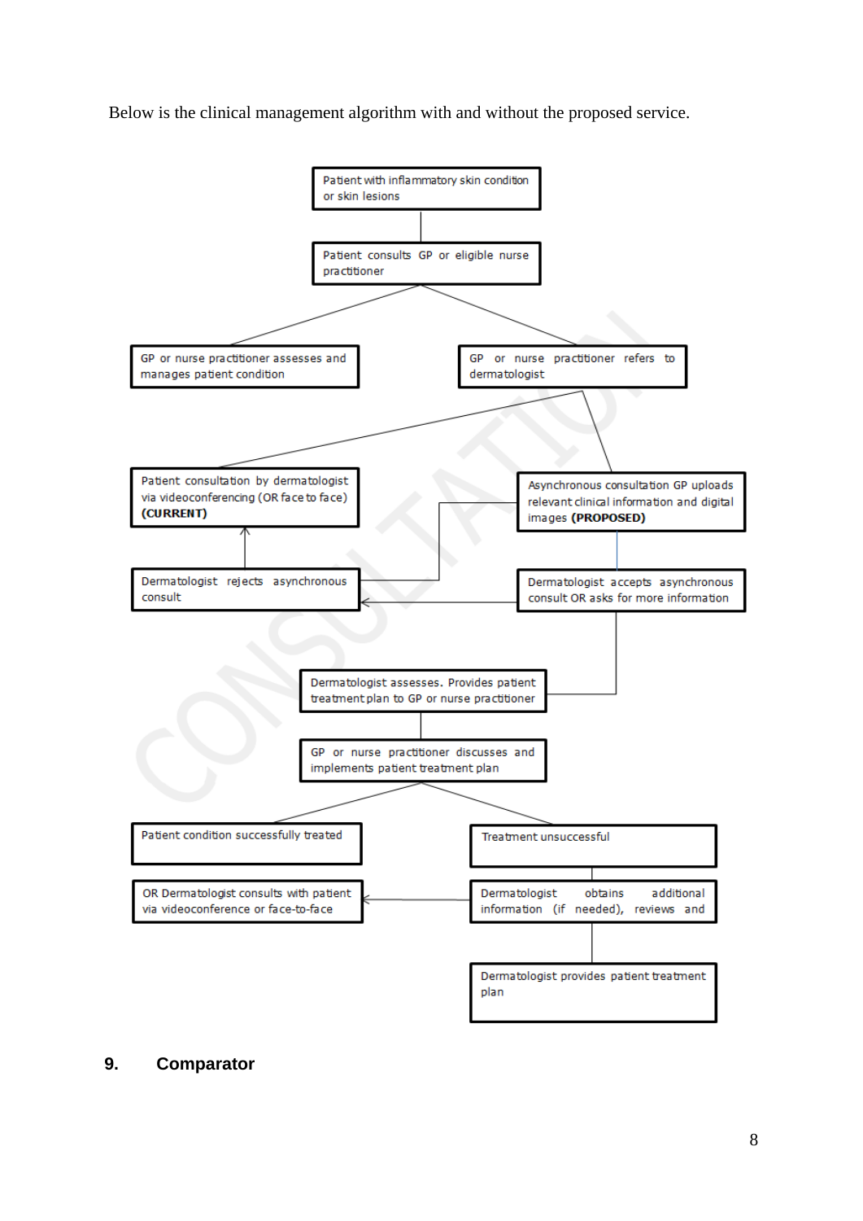Below is the clinical management algorithm with and without the proposed service.

Patient with inflammatory skin condition or skin lesions

Patient consults GP or eligible nurse practitioner

GP or nurse practitioner assesses and manages patient condition

GP or nurse practitioner refers to dermatologist

Patient consultation by dermatologist via videoconferencing (OR face to face) **(CURRENT)**

Asynchronous consultation GP uploads relevant clinical information and digital images **(PROPOSED)**

Dermatologist rejects asynchronous consult

Dermatologist accepts asynchronous consult OR asks for more information

Dermatologist assesses. Provides patient treatment plan to GP or nurse practitioner

GP or nurse practitioner discusses and implements patient treatment plan

Patient condition successfully treated

Treatment unsuccessful

OR Dermatologist consults with patient via videoconference or face-to-face

Dermatologist obtains additional information (if needed), reviews and

Dermatologist provides patient treatment plan

## 9. Comparator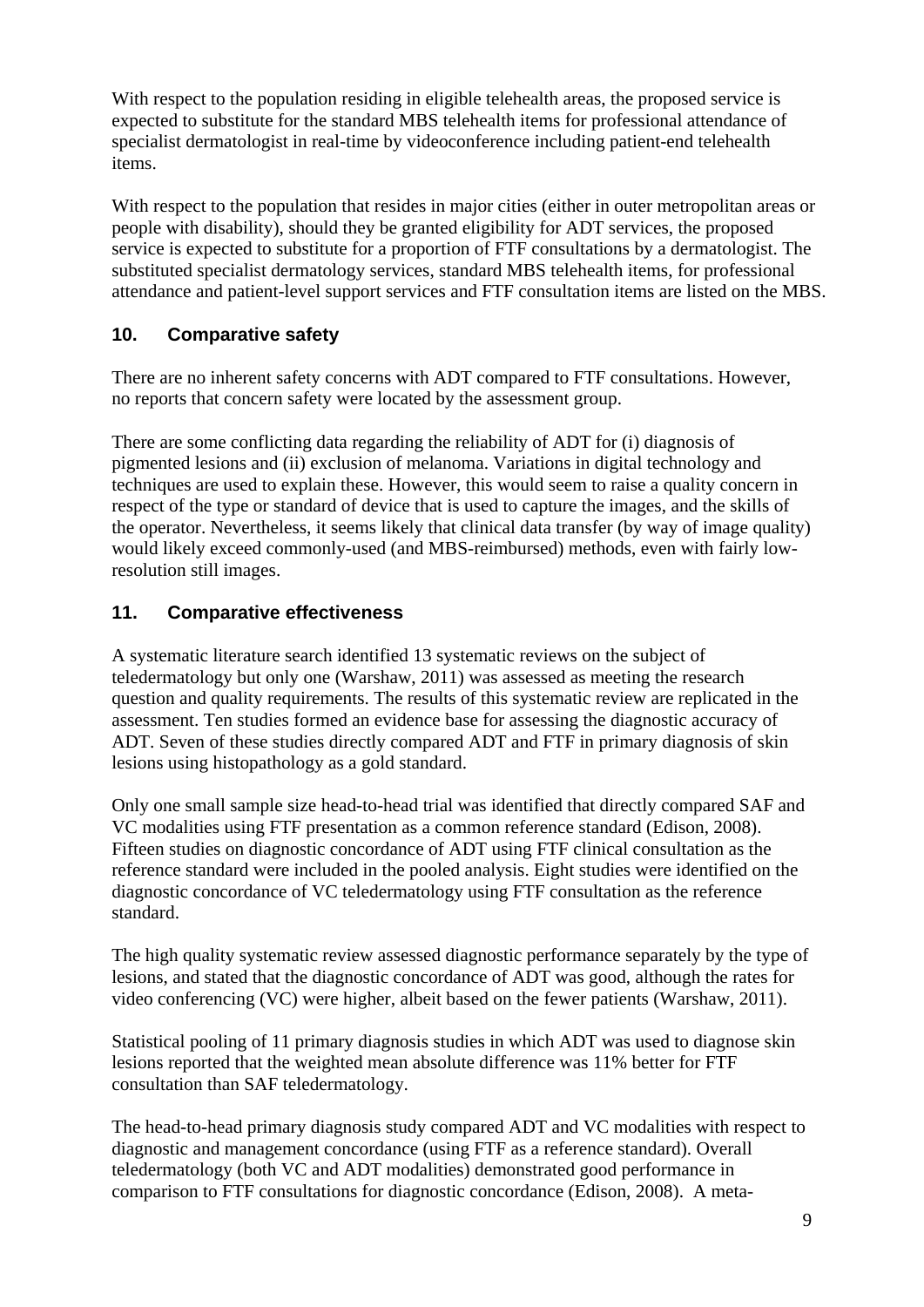With respect to the population residing in eligible telehealth areas, the proposed service is expected to substitute for the standard MBS telehealth items for professional attendance of specialist dermatologist in real-time by videoconference including patient-end telehealth items.

With respect to the population that resides in major cities (either in outer metropolitan areas or people with disability), should they be granted eligibility for ADT services, the proposed service is expected to substitute for a proportion of FTF consultations by a dermatologist. The substituted specialist dermatology services, standard MBS telehealth items, for professional attendance and patient-level support services and FTF consultation items are listed on the MBS.

## 10. Comparative safety

There are no inherent safety concerns with ADT compared to FTF consultations. However, no reports that concern safety were located by the assessment group.

There are some conflicting data regarding the reliability of ADT for (i) diagnosis of pigmented lesions and (ii) exclusion of melanoma. Variations in digital technology and techniques are used to explain these. However, this would seem to raise a quality concern in respect of the type or standard of device that is used to capture the images, and the skills of the operator. Nevertheless, it seems likely that clinical data transfer (by way of image quality) would likely exceed commonly-used (and MBS-reimbursed) methods, even with fairly low-resolution still images.

## 11. Comparative effectiveness

A systematic literature search identified 13 systematic reviews on the subject of teledermatology but only one (Warshaw, 2011) was assessed as meeting the research question and quality requirements. The results of this systematic review are replicated in the assessment. Ten studies formed an evidence base for assessing the diagnostic accuracy of ADT. Seven of these studies directly compared ADT and FTF in primary diagnosis of skin lesions using histopathology as a gold standard.

Only one small sample size head-to-head trial was identified that directly compared SAF and VC modalities using FTF presentation as a common reference standard (Edison, 2008). Fifteen studies on diagnostic concordance of ADT using FTF clinical consultation as the reference standard were included in the pooled analysis. Eight studies were identified on the diagnostic concordance of VC teledermatology using FTF consultation as the reference standard.

The high quality systematic review assessed diagnostic performance separately by the type of lesions, and stated that the diagnostic concordance of ADT was good, although the rates for video conferencing (VC) were higher, albeit based on the fewer patients (Warshaw, 2011).

Statistical pooling of 11 primary diagnosis studies in which ADT was used to diagnose skin lesions reported that the weighted mean absolute difference was 11% better for FTF consultation than SAF teledermatology.

The head-to-head primary diagnosis study compared ADT and VC modalities with respect to diagnostic and management concordance (using FTF as a reference standard). Overall teledermatology (both VC and ADT modalities) demonstrated good performance in comparison to FTF consultations for diagnostic concordance (Edison, 2008). A meta-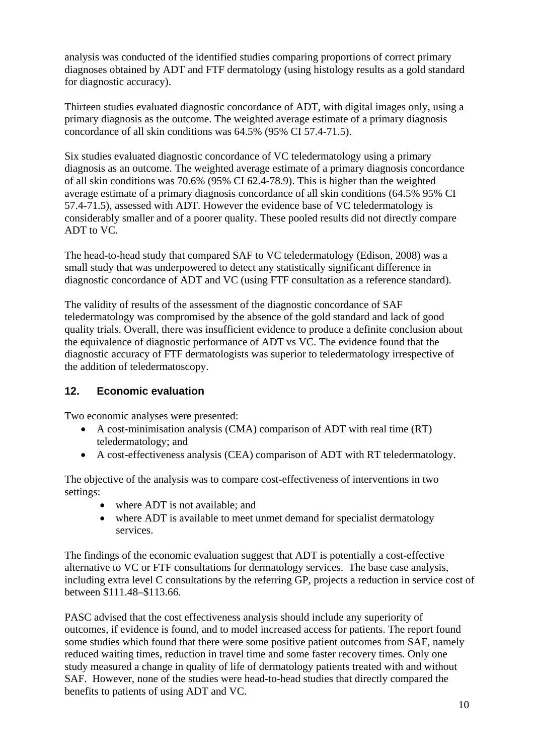analysis was conducted of the identified studies comparing proportions of correct primary diagnoses obtained by ADT and FTF dermatology (using histology results as a gold standard for diagnostic accuracy).

Thirteen studies evaluated diagnostic concordance of ADT, with digital images only, using a primary diagnosis as the outcome. The weighted average estimate of a primary diagnosis concordance of all skin conditions was 64.5% (95% CI 57.4-71.5).

Six studies evaluated diagnostic concordance of VC teledermatology using a primary diagnosis as an outcome. The weighted average estimate of a primary diagnosis concordance of all skin conditions was 70.6% (95% CI 62.4-78.9). This is higher than the weighted average estimate of a primary diagnosis concordance of all skin conditions (64.5% 95% CI 57.4-71.5), assessed with ADT. However the evidence base of VC teledermatology is considerably smaller and of a poorer quality. These pooled results did not directly compare ADT to VC.

The head-to-head study that compared SAF to VC teledermatology (Edison, 2008) was a small study that was underpowered to detect any statistically significant difference in diagnostic concordance of ADT and VC (using FTF consultation as a reference standard).

The validity of results of the assessment of the diagnostic concordance of SAF teledermatology was compromised by the absence of the gold standard and lack of good quality trials. Overall, there was insufficient evidence to produce a definite conclusion about the equivalence of diagnostic performance of ADT vs VC. The evidence found that the diagnostic accuracy of FTF dermatologists was superior to teledermatology irrespective of the addition of teledermatoscopy.

## 12. Economic evaluation

Two economic analyses were presented:

- A cost-minimisation analysis (CMA) comparison of ADT with real time (RT) teledermatology; and
- A cost-effectiveness analysis (CEA) comparison of ADT with RT teledermatology.

The objective of the analysis was to compare cost-effectiveness of interventions in two settings:

- where ADT is not available; and
- where ADT is available to meet unmet demand for specialist dermatology services.

The findings of the economic evaluation suggest that ADT is potentially a cost-effective alternative to VC or FTF consultations for dermatology services. The base case analysis, including extra level C consultations by the referring GP, projects a reduction in service cost of between $111.48–$113.66.

PASC advised that the cost effectiveness analysis should include any superiority of outcomes, if evidence is found, and to model increased access for patients. The report found some studies which found that there were some positive patient outcomes from SAF, namely reduced waiting times, reduction in travel time and some faster recovery times. Only one study measured a change in quality of life of dermatology patients treated with and without SAF. However, none of the studies were head-to-head studies that directly compared the benefits to patients of using ADT and VC.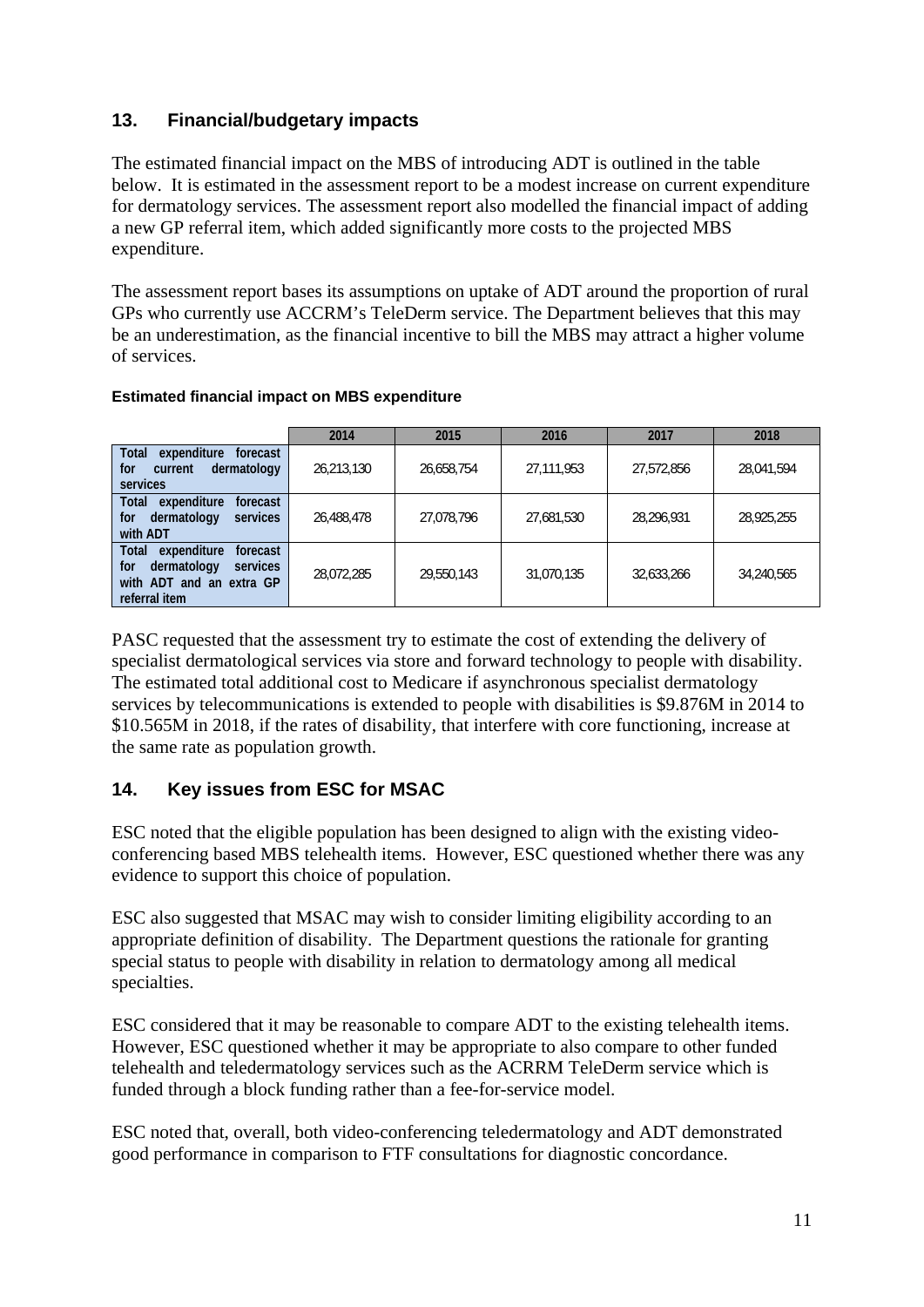## 13. Financial/budgetary impacts

The estimated financial impact on the MBS of introducing ADT is outlined in the table below. It is estimated in the assessment report to be a modest increase on current expenditure for dermatology services. The assessment report also modelled the financial impact of adding a new GP referral item, which added significantly more costs to the projected MBS expenditure.

The assessment report bases its assumptions on uptake of ADT around the proportion of rural GPs who currently use ACCRM's TeleDerm service. The Department believes that this may be an underestimation, as the financial incentive to bill the MBS may attract a higher volume of services.

**Estimated financial impact on MBS expenditure**

| | 2014 | 2015 | 2016 | 2017 | 2018 |
|---|---|---|---|---|---|
| **Total expenditure forecast for current dermatology services** | 26,213,130 | 26,658,754 | 27,111,953 | 27,572,856 | 28,041,594 |
| **Total expenditure forecast for dermatology services with ADT** | 26,488,478 | 27,078,796 | 27,681,530 | 28,296,931 | 28,925,255 |
| **Total expenditure forecast for dermatology services with ADT and an extra GP referral item** | 28,072,285 | 29,550,143 | 31,070,135 | 32,633,266 | 34,240,565 |

PASC requested that the assessment try to estimate the cost of extending the delivery of specialist dermatological services via store and forward technology to people with disability. The estimated total additional cost to Medicare if asynchronous specialist dermatology services by telecommunications is extended to people with disabilities is $9.876M in 2014 to $10.565M in 2018, if the rates of disability, that interfere with core functioning, increase at the same rate as population growth.

## 14. Key issues from ESC for MSAC

ESC noted that the eligible population has been designed to align with the existing video-conferencing based MBS telehealth items. However, ESC questioned whether there was any evidence to support this choice of population.

ESC also suggested that MSAC may wish to consider limiting eligibility according to an appropriate definition of disability. The Department questions the rationale for granting special status to people with disability in relation to dermatology among all medical specialties.

ESC considered that it may be reasonable to compare ADT to the existing telehealth items. However, ESC questioned whether it may be appropriate to also compare to other funded telehealth and teledermatology services such as the ACRRM TeleDerm service which is funded through a block funding rather than a fee-for-service model.

ESC noted that, overall, both video-conferencing teledermatology and ADT demonstrated good performance in comparison to FTF consultations for diagnostic concordance.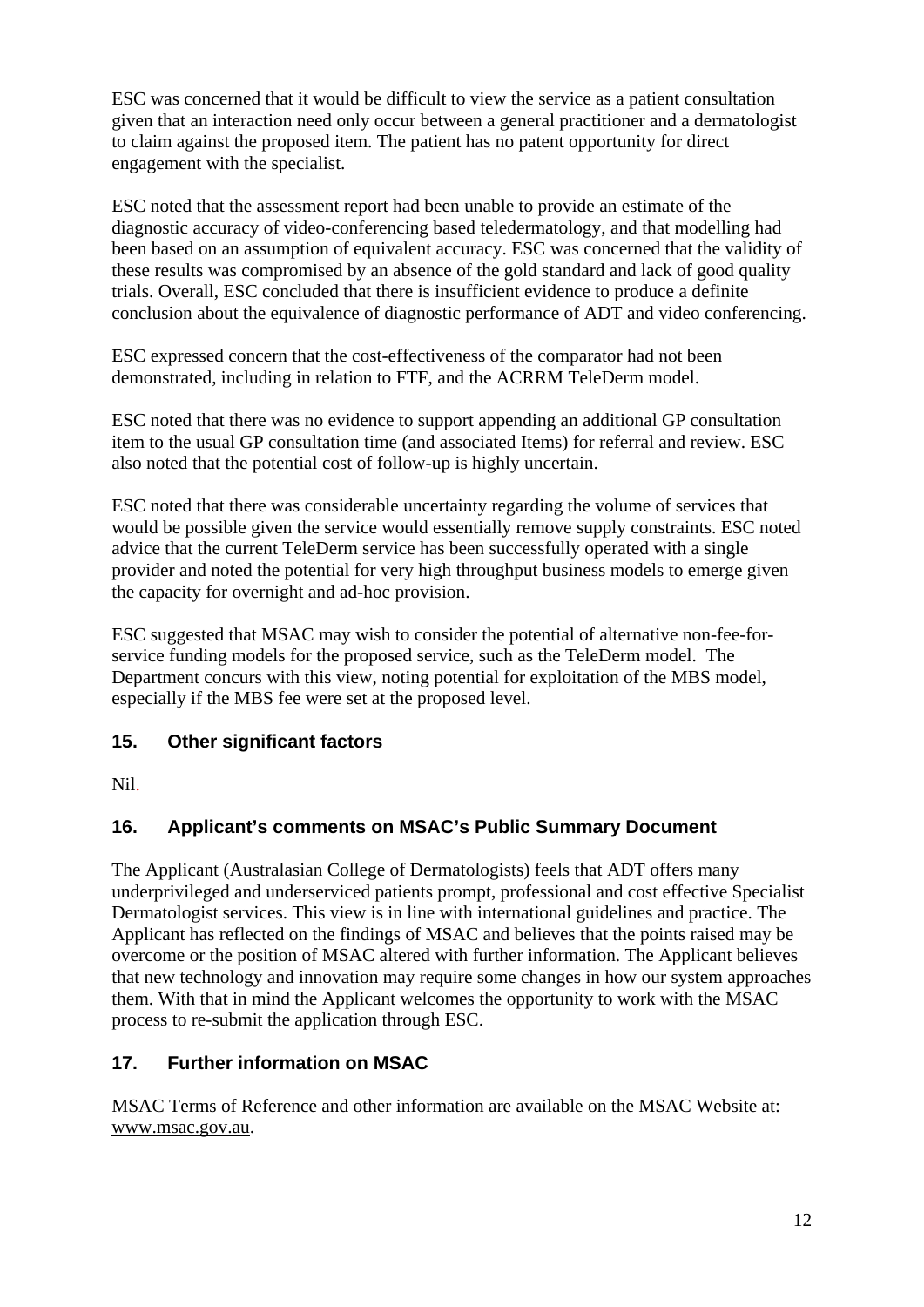ESC was concerned that it would be difficult to view the service as a patient consultation given that an interaction need only occur between a general practitioner and a dermatologist to claim against the proposed item. The patient has no patent opportunity for direct engagement with the specialist.

ESC noted that the assessment report had been unable to provide an estimate of the diagnostic accuracy of video-conferencing based teledermatology, and that modelling had been based on an assumption of equivalent accuracy. ESC was concerned that the validity of these results was compromised by an absence of the gold standard and lack of good quality trials. Overall, ESC concluded that there is insufficient evidence to produce a definite conclusion about the equivalence of diagnostic performance of ADT and video conferencing.

ESC expressed concern that the cost-effectiveness of the comparator had not been demonstrated, including in relation to FTF, and the ACRRM TeleDerm model.

ESC noted that there was no evidence to support appending an additional GP consultation item to the usual GP consultation time (and associated Items) for referral and review. ESC also noted that the potential cost of follow-up is highly uncertain.

ESC noted that there was considerable uncertainty regarding the volume of services that would be possible given the service would essentially remove supply constraints. ESC noted advice that the current TeleDerm service has been successfully operated with a single provider and noted the potential for very high throughput business models to emerge given the capacity for overnight and ad-hoc provision.

ESC suggested that MSAC may wish to consider the potential of alternative non-fee-for-service funding models for the proposed service, such as the TeleDerm model. The Department concurs with this view, noting potential for exploitation of the MBS model, especially if the MBS fee were set at the proposed level.

## 15. Other significant factors

Nil.

## 16. Applicant's comments on MSAC's Public Summary Document

The Applicant (Australasian College of Dermatologists) feels that ADT offers many underprivileged and underserviced patients prompt, professional and cost effective Specialist Dermatologist services. This view is in line with international guidelines and practice. The Applicant has reflected on the findings of MSAC and believes that the points raised may be overcome or the position of MSAC altered with further information. The Applicant believes that new technology and innovation may require some changes in how our system approaches them. With that in mind the Applicant welcomes the opportunity to work with the MSAC process to re-submit the application through ESC.

## 17. Further information on MSAC

MSAC Terms of Reference and other information are available on the MSAC Website at: www.msac.gov.au.